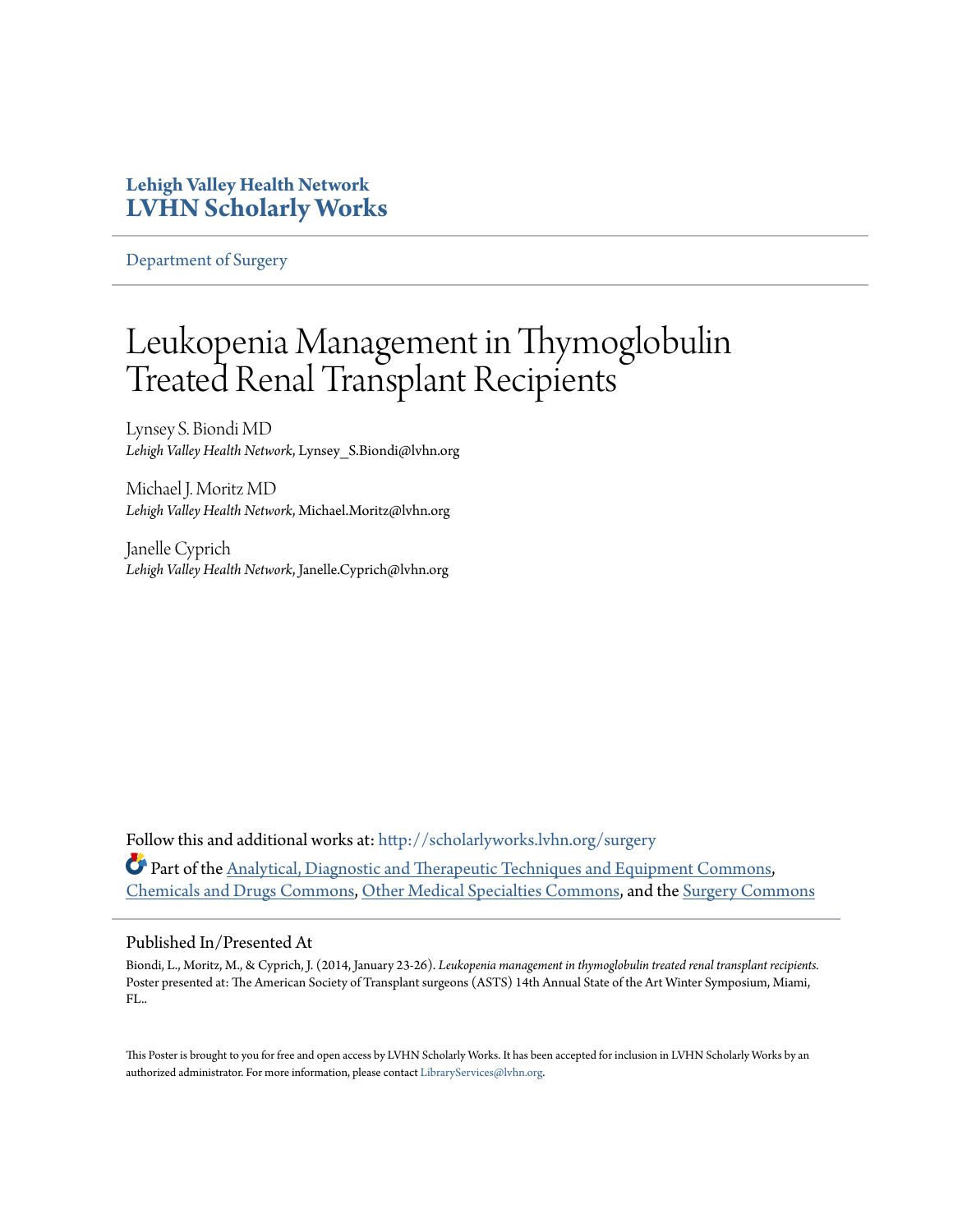**Lehigh Valley Health Network**
**LVHN Scholarly Works**

Department of Surgery

# Leukopenia Management in Thymoglobulin Treated Renal Transplant Recipients

Lynsey S. Biondi MD
*Lehigh Valley Health Network*, Lynsey_S.Biondi@lvhn.org

Michael J. Moritz MD
*Lehigh Valley Health Network*, Michael.Moritz@lvhn.org

Janelle Cyprich
*Lehigh Valley Health Network*, Janelle.Cyprich@lvhn.org

Follow this and additional works at: http://scholarlyworks.lvhn.org/surgery

Part of the Analytical, Diagnostic and Therapeutic Techniques and Equipment Commons, Chemicals and Drugs Commons, Other Medical Specialties Commons, and the Surgery Commons

## Published In/Presented At

Biondi, L., Moritz, M., & Cyprich, J. (2014, January 23-26). *Leukopenia management in thymoglobulin treated renal transplant recipients.* Poster presented at: The American Society of Transplant surgeons (ASTS) 14th Annual State of the Art Winter Symposium, Miami, FL..

This Poster is brought to you for free and open access by LVHN Scholarly Works. It has been accepted for inclusion in LVHN Scholarly Works by an authorized administrator. For more information, please contact LibraryServices@lvhn.org.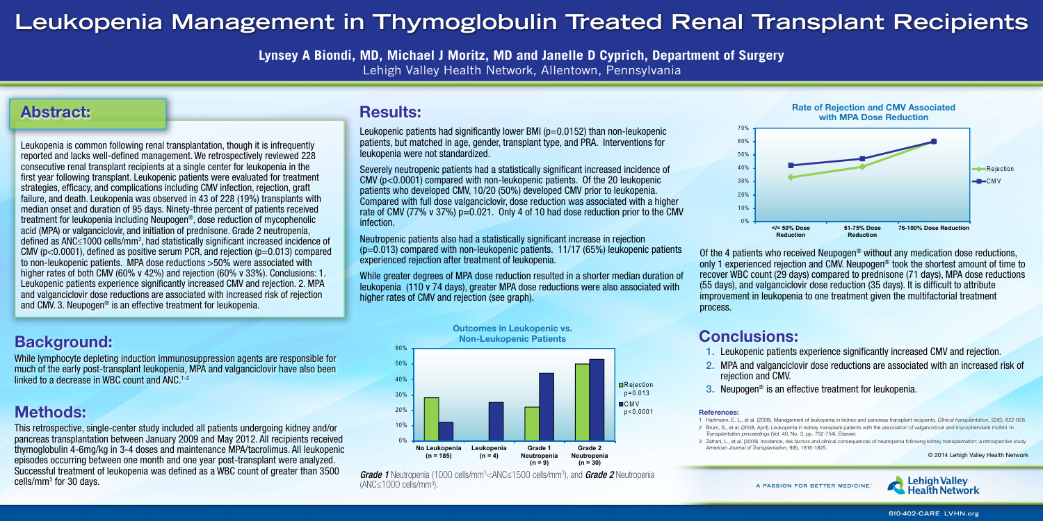# Leukopenia Management in Thymoglobulin Treated Renal Transplant Recipients

**Lynsey A Biondi, MD, Michael J Moritz, MD and Janelle D Cyprich, Department of Surgery**

Lehigh Valley Health Network, Allentown, Pennsylvania

## Abstract:

Leukopenia is common following renal transplantation, though it is infrequently reported and lacks well-defined management. We retrospectively reviewed 228 consecutive renal transplant recipients at a single center for leukopenia in the first year following transplant. Leukopenic patients were evaluated for treatment strategies, efficacy, and complications including CMV infection, rejection, graft failure, and death. Leukopenia was observed in 43 of 228 (19%) transplants with median onset and duration of 95 days. Ninety-three percent of patients received treatment for leukopenia including Neupogen®, dose reduction of mycophenolic acid (MPA) or valganciclovir, and initiation of prednisone. Grade 2 neutropenia, defined as ANC≤1000 cells/mm$^3$, had statistically significant increased incidence of CMV ($p<0.0001$), defined as positive serum PCR, and rejection ($p=0.013$) compared to non-leukopenic patients. MPA dose reductions >50% were associated with higher rates of both CMV (60% v 42%) and rejection (60% v 33%). Conclusions: 1. Leukopenic patients experience significantly increased CMV and rejection. 2. MPA and valganciclovir dose reductions are associated with increased risk of rejection and CMV. 3. Neupogen® is an effective treatment for leukopenia.

## Background:

While lymphocyte depleting induction immunosuppression agents are responsible for much of the early post-transplant leukopenia, MPA and valganciclovir have also been linked to a decrease in WBC count and ANC.[1-3]

## Methods:

This retrospective, single-center study included all patients undergoing kidney and/or pancreas transplantation between January 2009 and May 2012. All recipients received thymoglobulin 4-6mg/kg in 3-4 doses and maintenance MPA/tacrolimus. All leukopenic episodes occurring between one month and one year post-transplant were analyzed. Successful treatment of leukopenia was defined as a WBC count of greater than 3500 cells/mm$^3$ for 30 days.

## Results:

Leukopenic patients had significantly lower BMI ($p=0.0152$) than non-leukopenic patients, but matched in age, gender, transplant type, and PRA. Interventions for leukopenia were not standardized.

Severely neutropenic patients had a statistically significant increased incidence of CMV ($p<0.0001$) compared with non-leukopenic patients. Of the 20 leukopenic patients who developed CMV, 10/20 (50%) developed CMV prior to leukopenia. Compared with full dose valganciclovir, dose reduction was associated with a higher rate of CMV (77% v 37%) $p=0.021$. Only 4 of 10 had dose reduction prior to the CMV infection.

Neutropenic patients also had a statistically significant increase in rejection ($p=0.013$) compared with non-leukopenic patients. 11/17 (65%) leukopenic patients experienced rejection after treatment of leukopenia.

While greater degrees of MPA dose reduction resulted in a shorter median duration of leukopenia (110 v 74 days), greater MPA dose reductions were also associated with higher rates of CMV and rejection (see graph).

**Outcomes in Leukopenic vs. Non-Leukopenic Patients**

0% 10% 20% 30% 40% 50% 60%

No Leukopenia (n = 185)
Leukopenia (n = 4)
Grade 1 Neutropenia (n = 9)
Grade 2 Neutropenia (n = 30)

Rejection p=0.013
CMV p<0.0001

***Grade 1*** Neutropenia (1000 cells/mm$^3$<ANC≤1500 cells/mm$^3$), and ***Grade 2*** Neutropenia (ANC≤1000 cells/mm$^3$).

**Rate of Rejection and CMV Associated with MPA Dose Reduction**

0% 10% 20% 30% 40% 50% 60% 70%

</= 50% Dose Reduction
51-75% Dose Reduction
76-100% Dose Reduction

Rejection
CMV

Of the 4 patients who received Neupogen® without any medication dose reductions, only 1 experienced rejection and CMV. Neupogen® took the shortest amount of time to recover WBC count (29 days) compared to prednisone (71 days), MPA dose reductions (55 days), and valganciclovir dose reduction (35 days). It is difficult to attribute improvement in leukopenia to one treatment given the multifactorial treatment process.

## Conclusions:

1. Leukopenic patients experience significantly increased CMV and rejection.
2. MPA and valganciclovir dose reductions are associated with an increased risk of rejection and CMV.
3. Neupogen® is an effective treatment for leukopenia.

#### References:

1. Hartmann, E. L., et al. (2008). Management of leukopenia in kidney and pancreas transplant recipients. *Clinical transplantation*, 22(6), 822-828.
2. Brum, S., et al. (2008, April). Leukopenia in kidney transplant patients with the association of valganciclovir and mycophenolate mofetil. In *Transplantation proceedings* (Vol. 40, No. 3, pp. 752-754). Elsevier.
3. Zafrani, L., et al. (2009). Incidence, risk factors and clinical consequences of neutropenia following kidney transplantation: a retrospective study. *American Journal of Transplantation*, 9(8), 1816-1825.

© 2014 Lehigh Valley Health Network

A PASSION FOR BETTER MEDICINE.™ Lehigh Valley Health Network

610-402-CARE LVHN.org